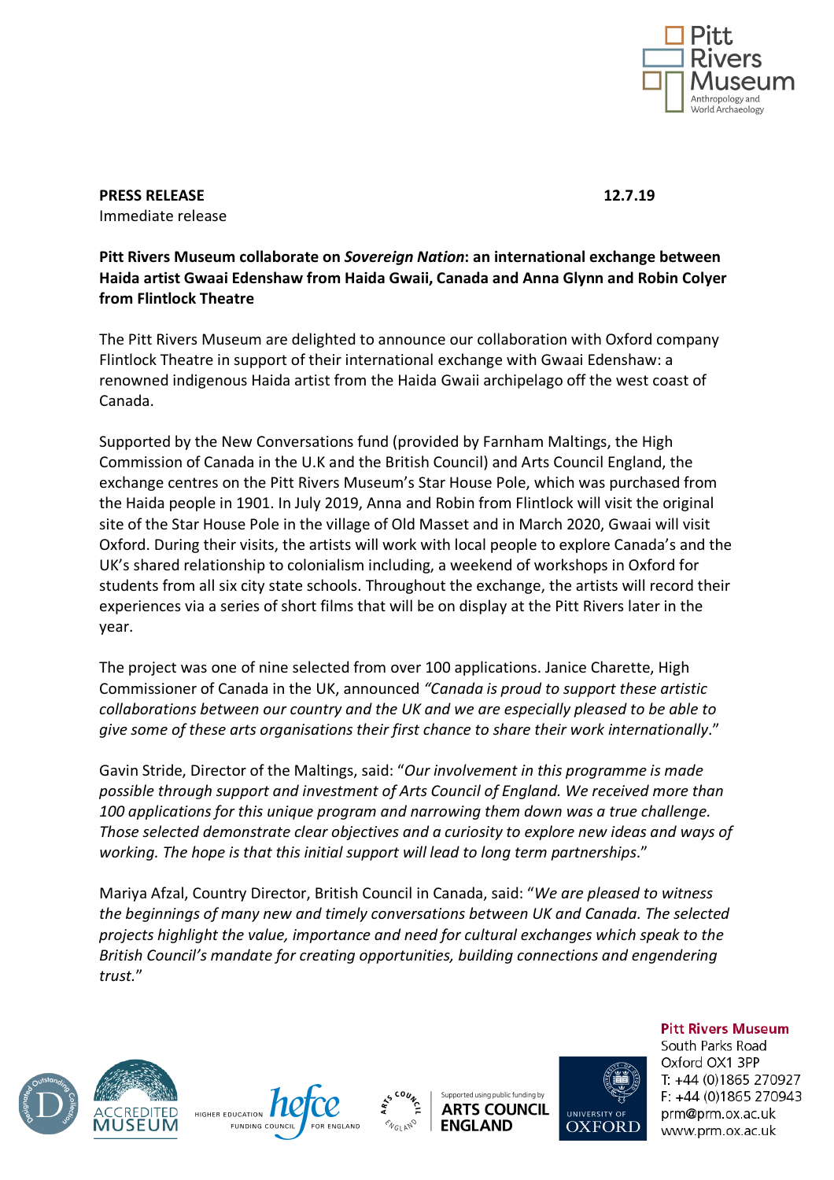**PRESS RELEASE** **12.7.19**

Immediate release

**Pitt Rivers Museum collaborate on *Sovereign Nation*: an international exchange between Haida artist Gwaai Edenshaw from Haida Gwaii, Canada and Anna Glynn and Robin Colyer from Flintlock Theatre**

The Pitt Rivers Museum are delighted to announce our collaboration with Oxford company Flintlock Theatre in support of their international exchange with Gwaai Edenshaw: a renowned indigenous Haida artist from the Haida Gwaii archipelago off the west coast of Canada.

Supported by the New Conversations fund (provided by Farnham Maltings, the High Commission of Canada in the U.K and the British Council) and Arts Council England, the exchange centres on the Pitt Rivers Museum's Star House Pole, which was purchased from the Haida people in 1901. In July 2019, Anna and Robin from Flintlock will visit the original site of the Star House Pole in the village of Old Masset and in March 2020, Gwaai will visit Oxford. During their visits, the artists will work with local people to explore Canada's and the UK's shared relationship to colonialism including, a weekend of workshops in Oxford for students from all six city state schools. Throughout the exchange, the artists will record their experiences via a series of short films that will be on display at the Pitt Rivers later in the year.

The project was one of nine selected from over 100 applications. Janice Charette, High Commissioner of Canada in the UK, announced *"Canada is proud to support these artistic collaborations between our country and the UK and we are especially pleased to be able to give some of these arts organisations their first chance to share their work internationally*."

Gavin Stride, Director of the Maltings, said: "*Our involvement in this programme is made possible through support and investment of Arts Council of England. We received more than 100 applications for this unique program and narrowing them down was a true challenge. Those selected demonstrate clear objectives and a curiosity to explore new ideas and ways of working. The hope is that this initial support will lead to long term partnerships*."

Mariya Afzal, Country Director, British Council in Canada, said: "*We are pleased to witness the beginnings of many new and timely conversations between UK and Canada. The selected projects highlight the value, importance and need for cultural exchanges which speak to the British Council's mandate for creating opportunities, building connections and engendering trust.*"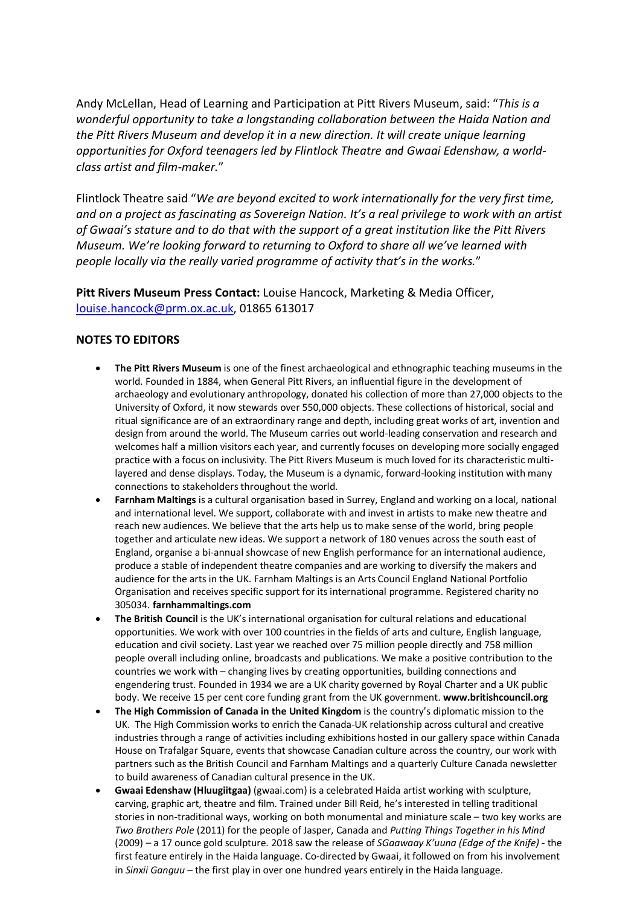Andy McLellan, Head of Learning and Participation at Pitt Rivers Museum, said: "*This is a wonderful opportunity to take a longstanding collaboration between the Haida Nation and the Pitt Rivers Museum and develop it in a new direction. It will create unique learning opportunities for Oxford teenagers led by Flintlock Theatre and Gwaai Edenshaw, a world-class artist and film-maker.*"

Flintlock Theatre said "*We are beyond excited to work internationally for the very first time, and on a project as fascinating as Sovereign Nation. It's a real privilege to work with an artist of Gwaai's stature and to do that with the support of a great institution like the Pitt Rivers Museum. We're looking forward to returning to Oxford to share all we've learned with people locally via the really varied programme of activity that's in the works.*"

**Pitt Rivers Museum Press Contact:** Louise Hancock, Marketing & Media Officer, louise.hancock@prm.ox.ac.uk, 01865 613017

## NOTES TO EDITORS

- **The Pitt Rivers Museum** is one of the finest archaeological and ethnographic teaching museums in the world. Founded in 1884, when General Pitt Rivers, an influential figure in the development of archaeology and evolutionary anthropology, donated his collection of more than 27,000 objects to the University of Oxford, it now stewards over 550,000 objects. These collections of historical, social and ritual significance are of an extraordinary range and depth, including great works of art, invention and design from around the world. The Museum carries out world-leading conservation and research and welcomes half a million visitors each year, and currently focuses on developing more socially engaged practice with a focus on inclusivity. The Pitt Rivers Museum is much loved for its characteristic multi-layered and dense displays. Today, the Museum is a dynamic, forward-looking institution with many connections to stakeholders throughout the world.
- **Farnham Maltings** is a cultural organisation based in Surrey, England and working on a local, national and international level. We support, collaborate with and invest in artists to make new theatre and reach new audiences. We believe that the arts help us to make sense of the world, bring people together and articulate new ideas. We support a network of 180 venues across the south east of England, organise a bi-annual showcase of new English performance for an international audience, produce a stable of independent theatre companies and are working to diversify the makers and audience for the arts in the UK. Farnham Maltings is an Arts Council England National Portfolio Organisation and receives specific support for its international programme. Registered charity no 305034. **farnhammaltings.com**
- **The British Council** is the UK's international organisation for cultural relations and educational opportunities. We work with over 100 countries in the fields of arts and culture, English language, education and civil society. Last year we reached over 75 million people directly and 758 million people overall including online, broadcasts and publications. We make a positive contribution to the countries we work with – changing lives by creating opportunities, building connections and engendering trust. Founded in 1934 we are a UK charity governed by Royal Charter and a UK public body. We receive 15 per cent core funding grant from the UK government. **www.britishcouncil.org**
- **The High Commission of Canada in the United Kingdom** is the country's diplomatic mission to the UK. The High Commission works to enrich the Canada-UK relationship across cultural and creative industries through a range of activities including exhibitions hosted in our gallery space within Canada House on Trafalgar Square, events that showcase Canadian culture across the country, our work with partners such as the British Council and Farnham Maltings and a quarterly Culture Canada newsletter to build awareness of Canadian cultural presence in the UK.
- **Gwaai Edenshaw (Hluugiitgaa)** (gwaai.com) is a celebrated Haida artist working with sculpture, carving, graphic art, theatre and film. Trained under Bill Reid, he's interested in telling traditional stories in non-traditional ways, working on both monumental and miniature scale – two key works are *Two Brothers Pole* (2011) for the people of Jasper, Canada and *Putting Things Together in his Mind* (2009) – a 17 ounce gold sculpture. 2018 saw the release of *SGaawaay K'uuna (Edge of the Knife)* - the first feature entirely in the Haida language. Co-directed by Gwaai, it followed on from his involvement in *Sinxii Ganguu* – the first play in over one hundred years entirely in the Haida language.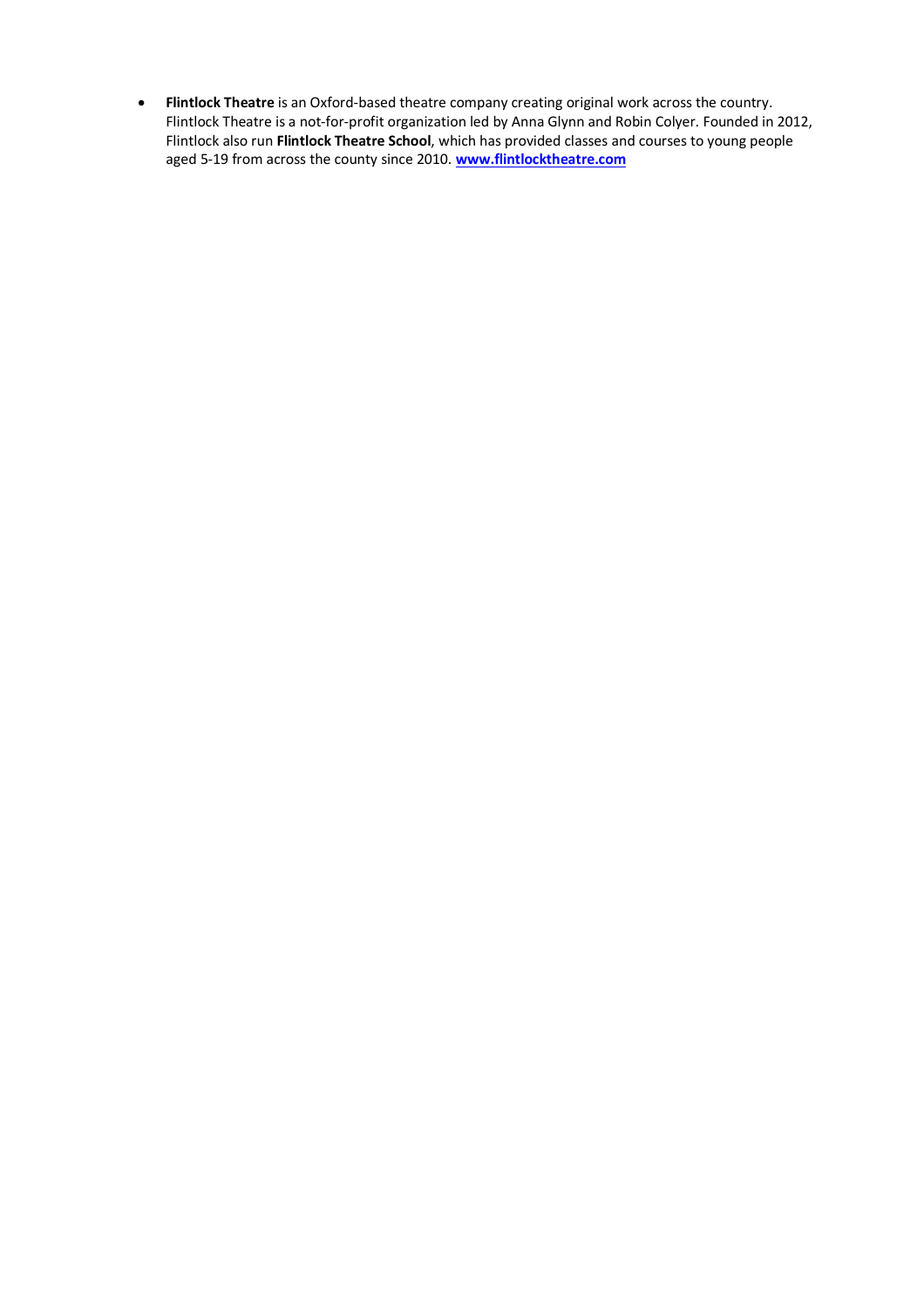- **Flintlock Theatre** is an Oxford-based theatre company creating original work across the country. Flintlock Theatre is a not-for-profit organization led by Anna Glynn and Robin Colyer. Founded in 2012, Flintlock also run **Flintlock Theatre School**, which has provided classes and courses to young people aged 5-19 from across the county since 2010. **[www.flintlocktheatre.com](http://www.flintlocktheatre.com)**